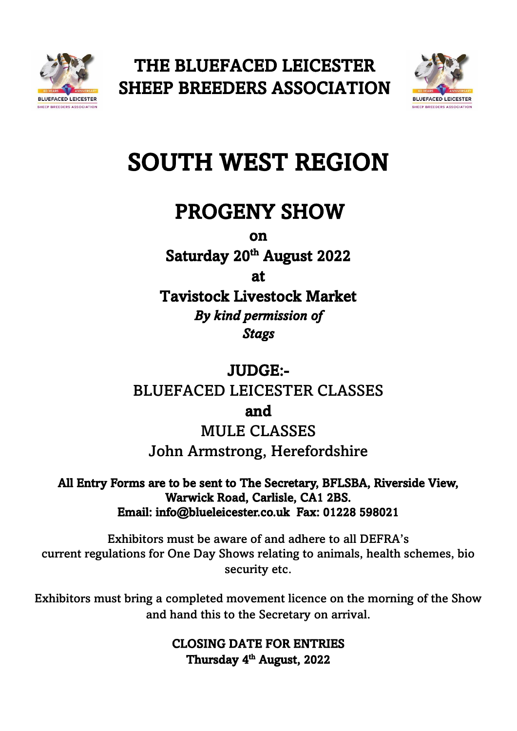# THE BLUEFACED LEICESTER SHEEP BREEDERS ASSOCIATION

# SOUTH WEST REGION

## PROGENY SHOW

**on**

**Saturday 20th August 2022**

**at**

**Tavistock Livestock Market**

***By kind permission of***

***Stags***

**JUDGE:-**

BLUEFACED LEICESTER CLASSES

**and**

MULE CLASSES

John Armstrong, Herefordshire

**All Entry Forms are to be sent to The Secretary, BFLSBA, Riverside View, Warwick Road, Carlisle, CA1 2BS.**
**Email: info@blueleicester.co.uk Fax: 01228 598021**

Exhibitors must be aware of and adhere to all DEFRA's current regulations for One Day Shows relating to animals, health schemes, bio security etc.

Exhibitors must bring a completed movement licence on the morning of the Show and hand this to the Secretary on arrival.

**CLOSING DATE FOR ENTRIES**
**Thursday 4th August, 2022**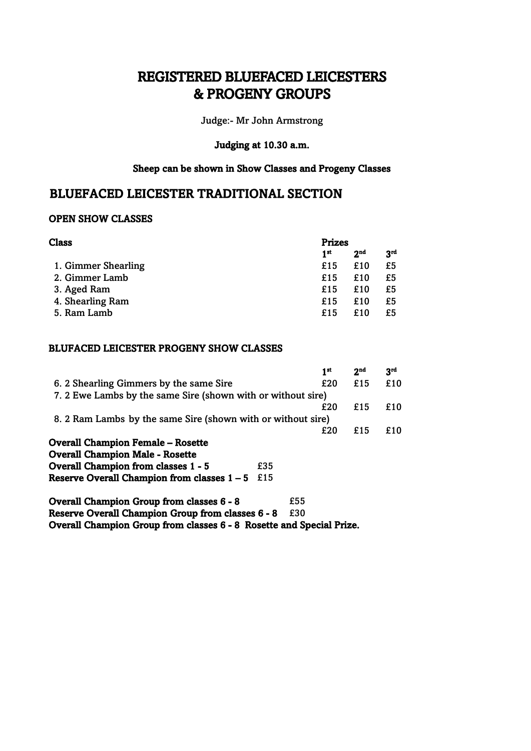# REGISTERED BLUEFACED LEICESTERS & PROGENY GROUPS

Judge:- Mr John Armstrong

**Judging at 10.30 a.m.**

**Sheep can be shown in Show Classes and Progeny Classes**

## BLUEFACED LEICESTER TRADITIONAL SECTION

### OPEN SHOW CLASSES

| Class | Prizes 1st | 2nd | 3rd |
|---|---|---|---|
| 1. Gimmer Shearling | £15 | £10 | £5 |
| 2. Gimmer Lamb | £15 | £10 | £5 |
| 3. Aged Ram | £15 | £10 | £5 |
| 4. Shearling Ram | £15 | £10 | £5 |
| 5. Ram Lamb | £15 | £10 | £5 |

### BLUFACED LEICESTER PROGENY SHOW CLASSES

| | 1st | 2nd | 3rd |
|---|---|---|---|
| 6. 2 Shearling Gimmers by the same Sire | £20 | £15 | £10 |
| 7. 2 Ewe Lambs by the same Sire (shown with or without sire) | £20 | £15 | £10 |
| 8. 2 Ram Lambs by the same Sire (shown with or without sire) | £20 | £15 | £10 |

**Overall Champion Female – Rosette**
**Overall Champion Male - Rosette**
**Overall Champion from classes 1 - 5** £35
**Reserve Overall Champion from classes 1 – 5** £15

**Overall Champion Group from classes 6 - 8** £55
**Reserve Overall Champion Group from classes 6 - 8** £30
**Overall Champion Group from classes 6 - 8 Rosette and Special Prize.**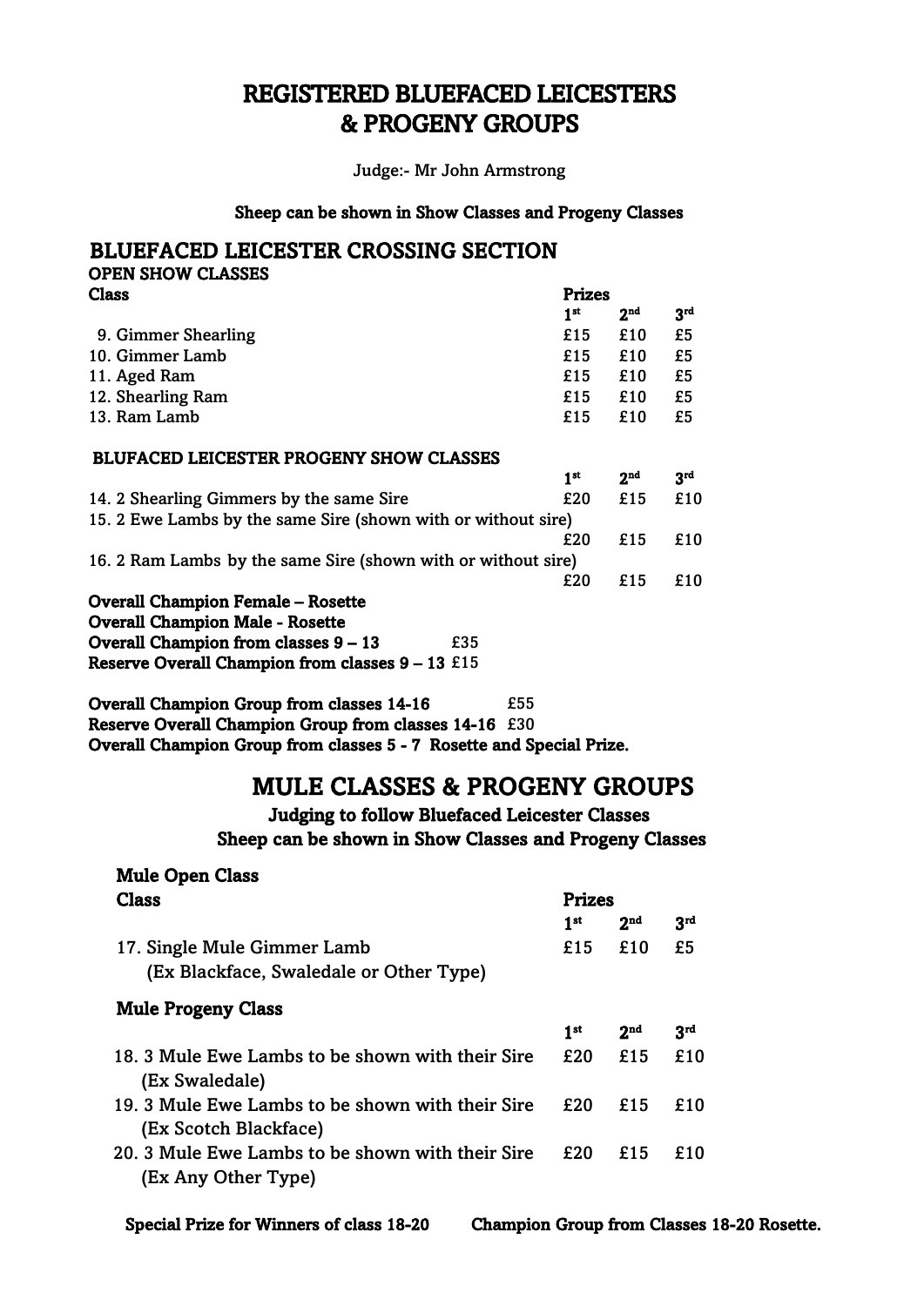# REGISTERED BLUEFACED LEICESTERS & PROGENY GROUPS

Judge:- Mr John Armstrong

**Sheep can be shown in Show Classes and Progeny Classes**

## BLUEFACED LEICESTER CROSSING SECTION

**OPEN SHOW CLASSES**

| Class | Prizes 1st | 2nd | 3rd |
|---|---|---|---|
| 9. Gimmer Shearling | £15 | £10 | £5 |
| 10. Gimmer Lamb | £15 | £10 | £5 |
| 11. Aged Ram | £15 | £10 | £5 |
| 12. Shearling Ram | £15 | £10 | £5 |
| 13. Ram Lamb | £15 | £10 | £5 |

**BLUFACED LEICESTER PROGENY SHOW CLASSES**

| Class | 1st | 2nd | 3rd |
|---|---|---|---|
| 14. 2 Shearling Gimmers by the same Sire | £20 | £15 | £10 |
| 15. 2 Ewe Lambs by the same Sire (shown with or without sire) | £20 | £15 | £10 |
| 16. 2 Ram Lambs by the same Sire (shown with or without sire) | £20 | £15 | £10 |

**Overall Champion Female – Rosette**
**Overall Champion Male - Rosette**
**Overall Champion from classes 9 – 13** £35
**Reserve Overall Champion from classes 9 – 13** £15

**Overall Champion Group from classes 14-16** £55
**Reserve Overall Champion Group from classes 14-16** £30
**Overall Champion Group from classes 5 - 7 Rosette and Special Prize.**

## MULE CLASSES & PROGENY GROUPS

**Judging to follow Bluefaced Leicester Classes**
**Sheep can be shown in Show Classes and Progeny Classes**

**Mule Open Class**

| Class | Prizes 1st | 2nd | 3rd |
|---|---|---|---|
| 17. Single Mule Gimmer Lamb (Ex Blackface, Swaledale or Other Type) | £15 | £10 | £5 |

**Mule Progeny Class**

| Class | 1st | 2nd | 3rd |
|---|---|---|---|
| 18. 3 Mule Ewe Lambs to be shown with their Sire (Ex Swaledale) | £20 | £15 | £10 |
| 19. 3 Mule Ewe Lambs to be shown with their Sire (Ex Scotch Blackface) | £20 | £15 | £10 |
| 20. 3 Mule Ewe Lambs to be shown with their Sire (Ex Any Other Type) | £20 | £15 | £10 |

**Special Prize for Winners of class 18-20** **Champion Group from Classes 18-20 Rosette.**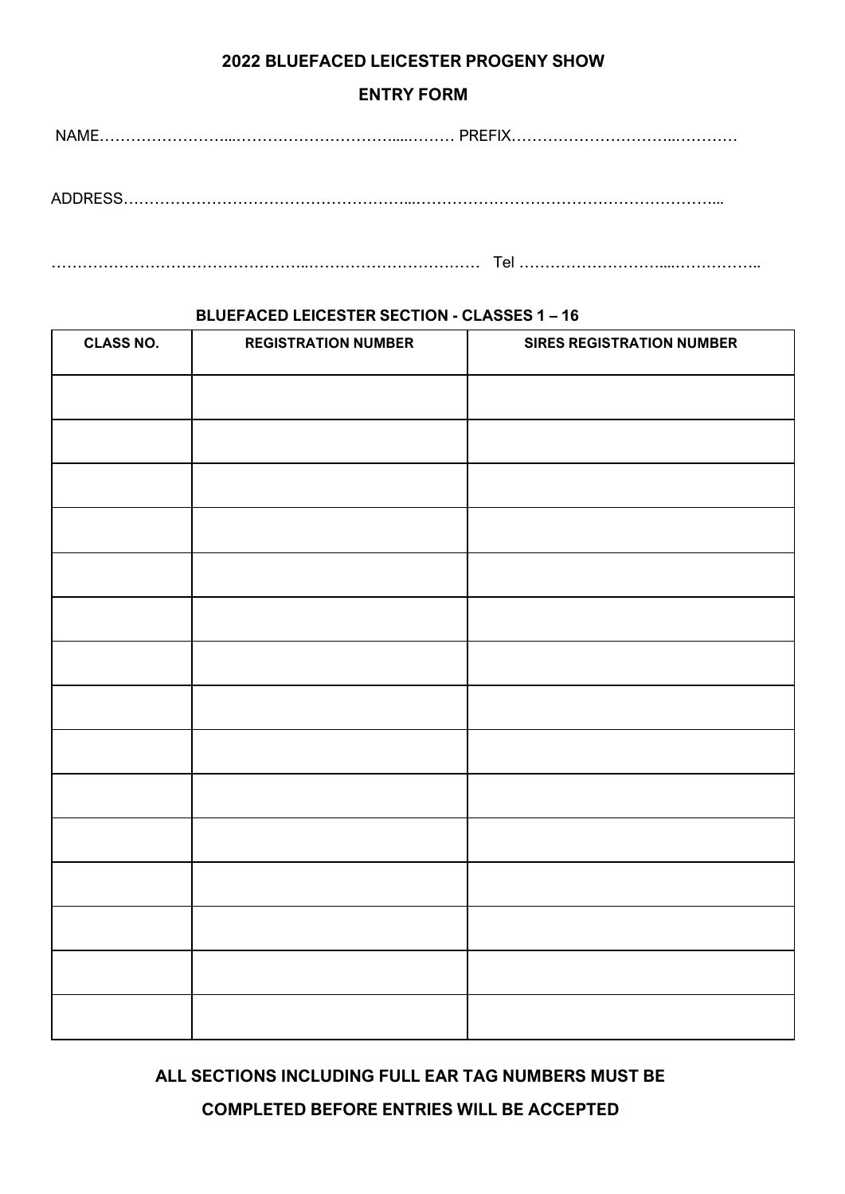**2022 BLUEFACED LEICESTER PROGENY SHOW**

**ENTRY FORM**

NAME………………………...…………………………......……… PREFIX………………………….…………

ADDRESS………………………………………………....……………………………………………………...

…………………………………………...…………………………… Tel ……………………….....……………..

**BLUEFACED LEICESTER SECTION - CLASSES 1 – 16**

| CLASS NO. | REGISTRATION NUMBER | SIRES REGISTRATION NUMBER |
|---|---|---|
| | | |
| | | |
| | | |
| | | |
| | | |
| | | |
| | | |
| | | |
| | | |
| | | |
| | | |
| | | |
| | | |
| | | |
| | | |

**ALL SECTIONS INCLUDING FULL EAR TAG NUMBERS MUST BE COMPLETED BEFORE ENTRIES WILL BE ACCEPTED**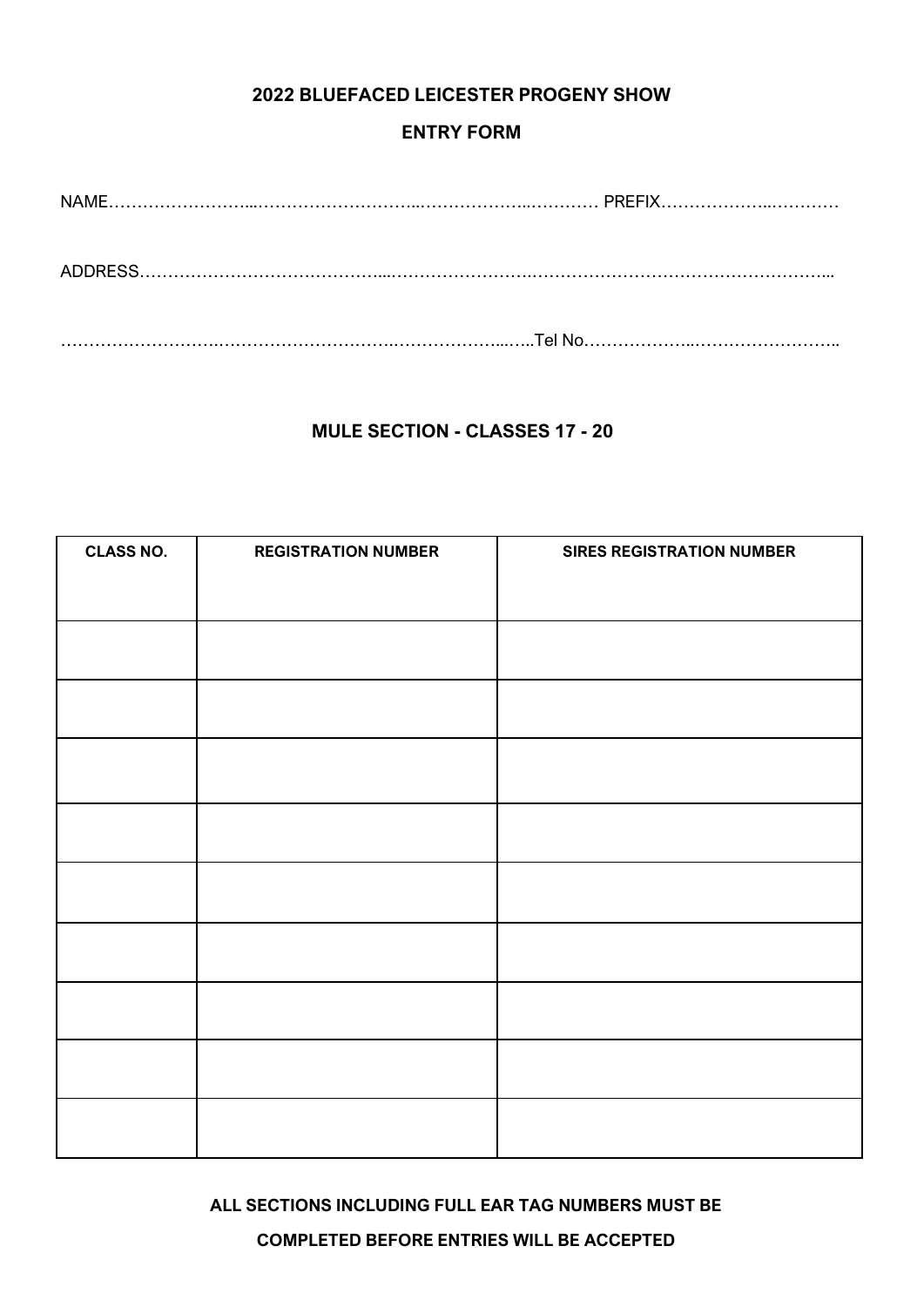**2022 BLUEFACED LEICESTER PROGENY SHOW**

**ENTRY FORM**

NAME……………………...………………………...………………..………… PREFIX………………..…………

ADDRESS……………….…………….………...…………………….……….…………….………….………..

………………………….……………………….………………...…..Tel No………………..……………………..

**MULE SECTION - CLASSES 17 - 20**

| CLASS NO. | REGISTRATION NUMBER | SIRES REGISTRATION NUMBER |
|---|---|---|
| | | |
| | | |
| | | |
| | | |
| | | |
| | | |
| | | |
| | | |
| | | |

**ALL SECTIONS INCLUDING FULL EAR TAG NUMBERS MUST BE**

**COMPLETED BEFORE ENTRIES WILL BE ACCEPTED**